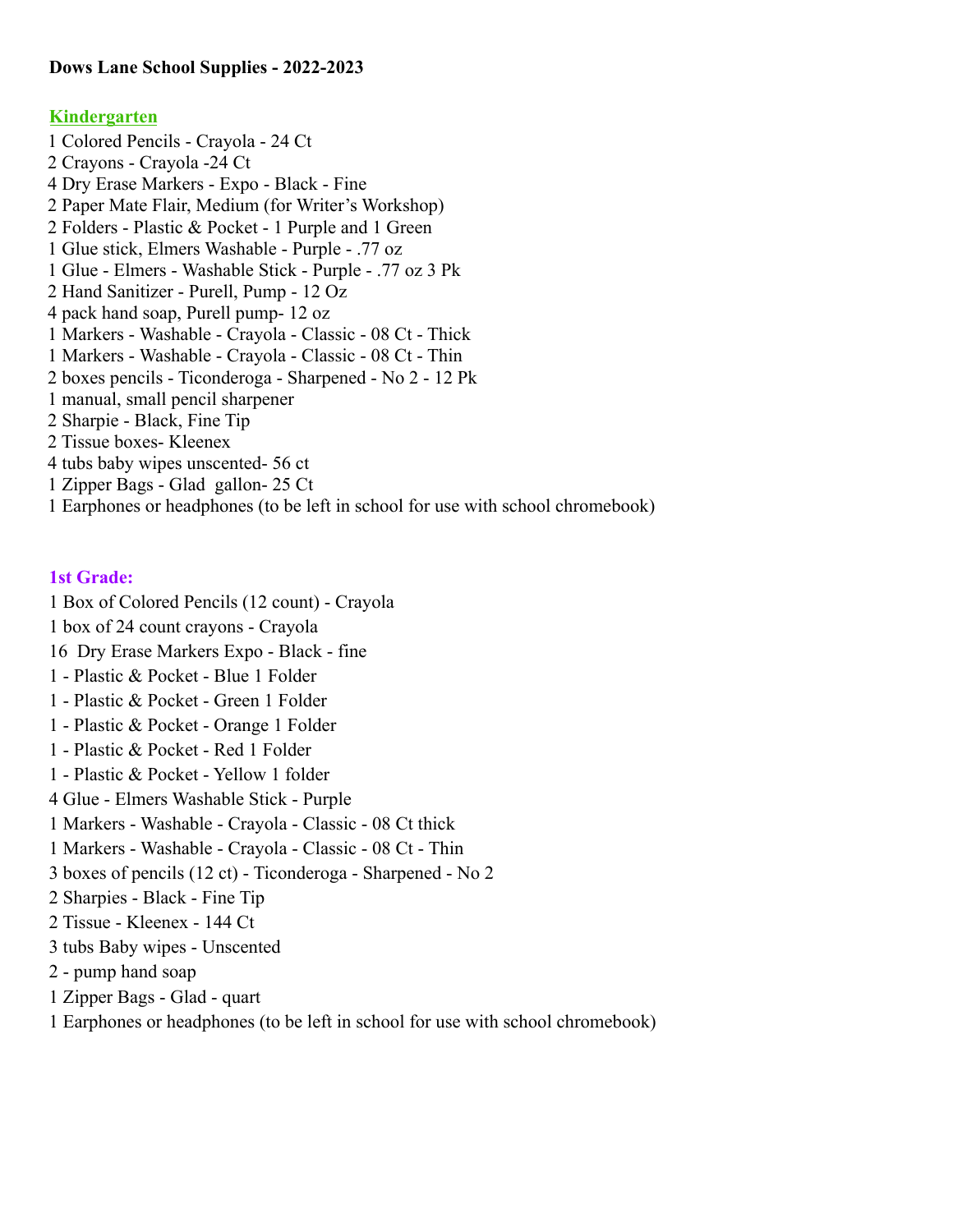**Dows Lane School Supplies - 2022-2023**

**Kindergarten**

1 Colored Pencils - Crayola - 24 Ct
2 Crayons - Crayola -24 Ct
4 Dry Erase Markers - Expo - Black - Fine
2 Paper Mate Flair, Medium (for Writer's Workshop)
2 Folders - Plastic & Pocket - 1 Purple and 1 Green
1 Glue stick, Elmers Washable - Purple - .77 oz
1 Glue - Elmers - Washable Stick - Purple - .77 oz 3 Pk
2 Hand Sanitizer - Purell, Pump - 12 Oz
4 pack hand soap, Purell pump- 12 oz
1 Markers - Washable - Crayola - Classic - 08 Ct - Thick
1 Markers - Washable - Crayola - Classic - 08 Ct - Thin
2 boxes pencils - Ticonderoga - Sharpened - No 2 - 12 Pk
1 manual, small pencil sharpener
2 Sharpie - Black, Fine Tip
2 Tissue boxes- Kleenex
4 tubs baby wipes unscented- 56 ct
1 Zipper Bags - Glad gallon- 25 Ct
1 Earphones or headphones (to be left in school for use with school chromebook)

**1st Grade:**

1 Box of Colored Pencils (12 count) - Crayola
1 box of 24 count crayons - Crayola
16 Dry Erase Markers Expo - Black - fine
1 - Plastic & Pocket - Blue 1 Folder
1 - Plastic & Pocket - Green 1 Folder
1 - Plastic & Pocket - Orange 1 Folder
1 - Plastic & Pocket - Red 1 Folder
1 - Plastic & Pocket - Yellow 1 folder
4 Glue - Elmers Washable Stick - Purple
1 Markers - Washable - Crayola - Classic - 08 Ct thick
1 Markers - Washable - Crayola - Classic - 08 Ct - Thin
3 boxes of pencils (12 ct) - Ticonderoga - Sharpened - No 2
2 Sharpies - Black - Fine Tip
2 Tissue - Kleenex - 144 Ct
3 tubs Baby wipes - Unscented
2 - pump hand soap
1 Zipper Bags - Glad - quart
1 Earphones or headphones (to be left in school for use with school chromebook)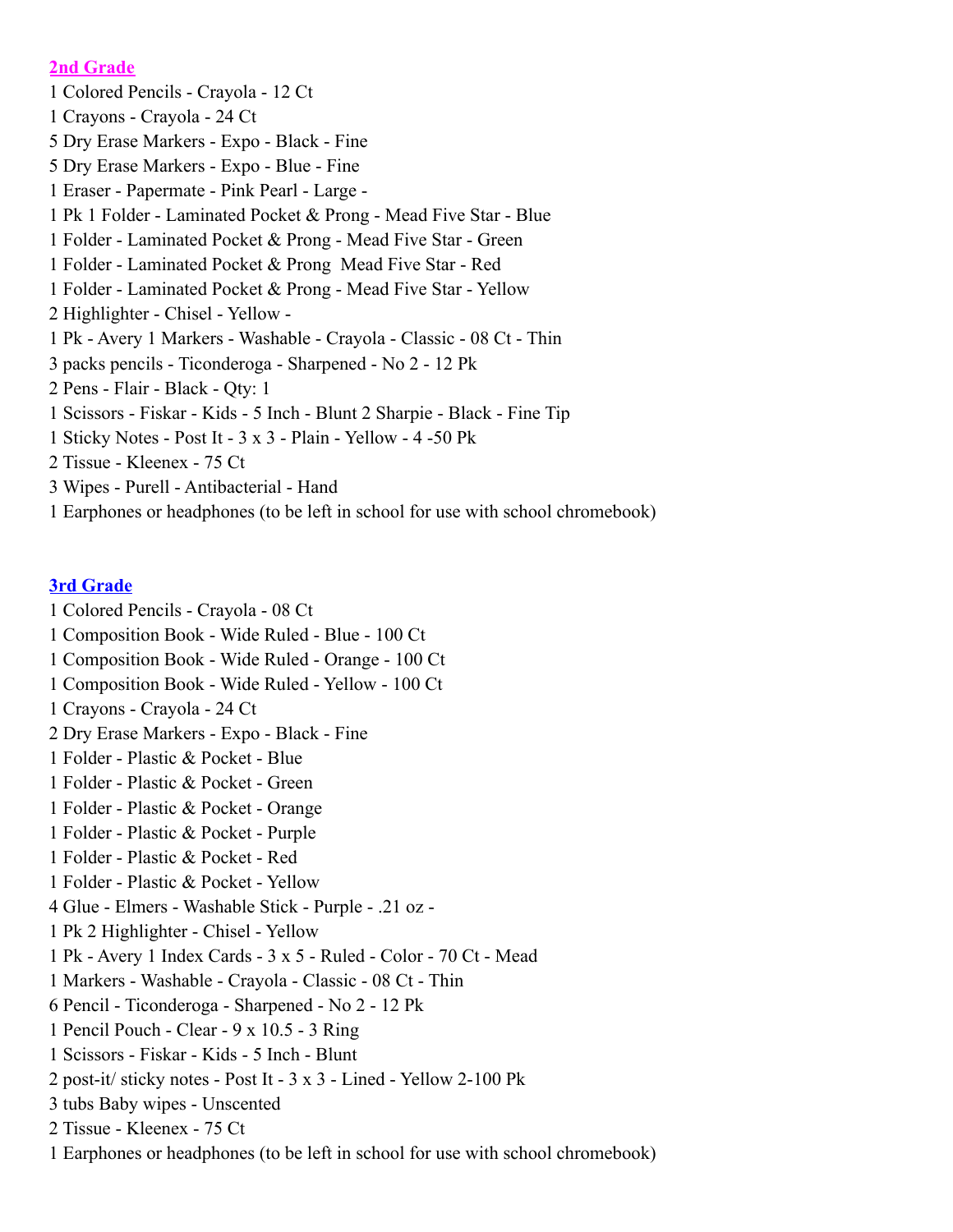## 2nd Grade

1 Colored Pencils - Crayola - 12 Ct
1 Crayons - Crayola - 24 Ct
5 Dry Erase Markers - Expo - Black - Fine
5 Dry Erase Markers - Expo - Blue - Fine
1 Eraser - Papermate - Pink Pearl - Large -
1 Pk 1 Folder - Laminated Pocket & Prong - Mead Five Star - Blue
1 Folder - Laminated Pocket & Prong - Mead Five Star - Green
1 Folder - Laminated Pocket & Prong  Mead Five Star - Red
1 Folder - Laminated Pocket & Prong - Mead Five Star - Yellow
2 Highlighter - Chisel - Yellow -
1 Pk - Avery 1 Markers - Washable - Crayola - Classic - 08 Ct - Thin
3 packs pencils - Ticonderoga - Sharpened - No 2 - 12 Pk
2 Pens - Flair - Black - Qty: 1
1 Scissors - Fiskar - Kids - 5 Inch - Blunt 2 Sharpie - Black - Fine Tip
1 Sticky Notes - Post It - 3 x 3 - Plain - Yellow - 4 -50 Pk
2 Tissue - Kleenex - 75 Ct
3 Wipes - Purell - Antibacterial - Hand
1 Earphones or headphones (to be left in school for use with school chromebook)

## 3rd Grade

1 Colored Pencils - Crayola - 08 Ct
1 Composition Book - Wide Ruled - Blue - 100 Ct
1 Composition Book - Wide Ruled - Orange - 100 Ct
1 Composition Book - Wide Ruled - Yellow - 100 Ct
1 Crayons - Crayola - 24 Ct
2 Dry Erase Markers - Expo - Black - Fine
1 Folder - Plastic & Pocket - Blue
1 Folder - Plastic & Pocket - Green
1 Folder - Plastic & Pocket - Orange
1 Folder - Plastic & Pocket - Purple
1 Folder - Plastic & Pocket - Red
1 Folder - Plastic & Pocket - Yellow
4 Glue - Elmers - Washable Stick - Purple - .21 oz -
1 Pk 2 Highlighter - Chisel - Yellow
1 Pk - Avery 1 Index Cards - 3 x 5 - Ruled - Color - 70 Ct - Mead
1 Markers - Washable - Crayola - Classic - 08 Ct - Thin
6 Pencil - Ticonderoga - Sharpened - No 2 - 12 Pk
1 Pencil Pouch - Clear - 9 x 10.5 - 3 Ring
1 Scissors - Fiskar - Kids - 5 Inch - Blunt
2 post-it/ sticky notes - Post It - 3 x 3 - Lined - Yellow 2-100 Pk
3 tubs Baby wipes - Unscented
2 Tissue - Kleenex - 75 Ct
1 Earphones or headphones (to be left in school for use with school chromebook)